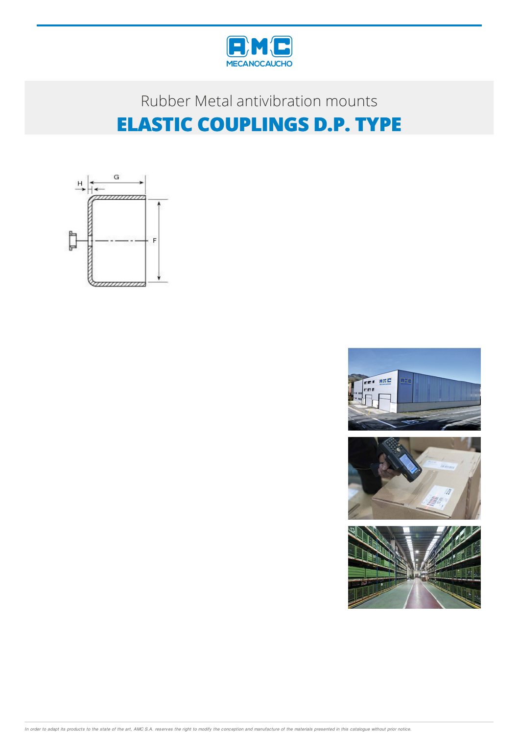Rubber Metal antivibration mounts

# ELASTIC COUPLINGS D.P. TYPE

*In order to adapt its products to the state of the art, AMC S.A. reserves the right to modify the conception and manufacture of the materials presented in this catalogue without prior notice.*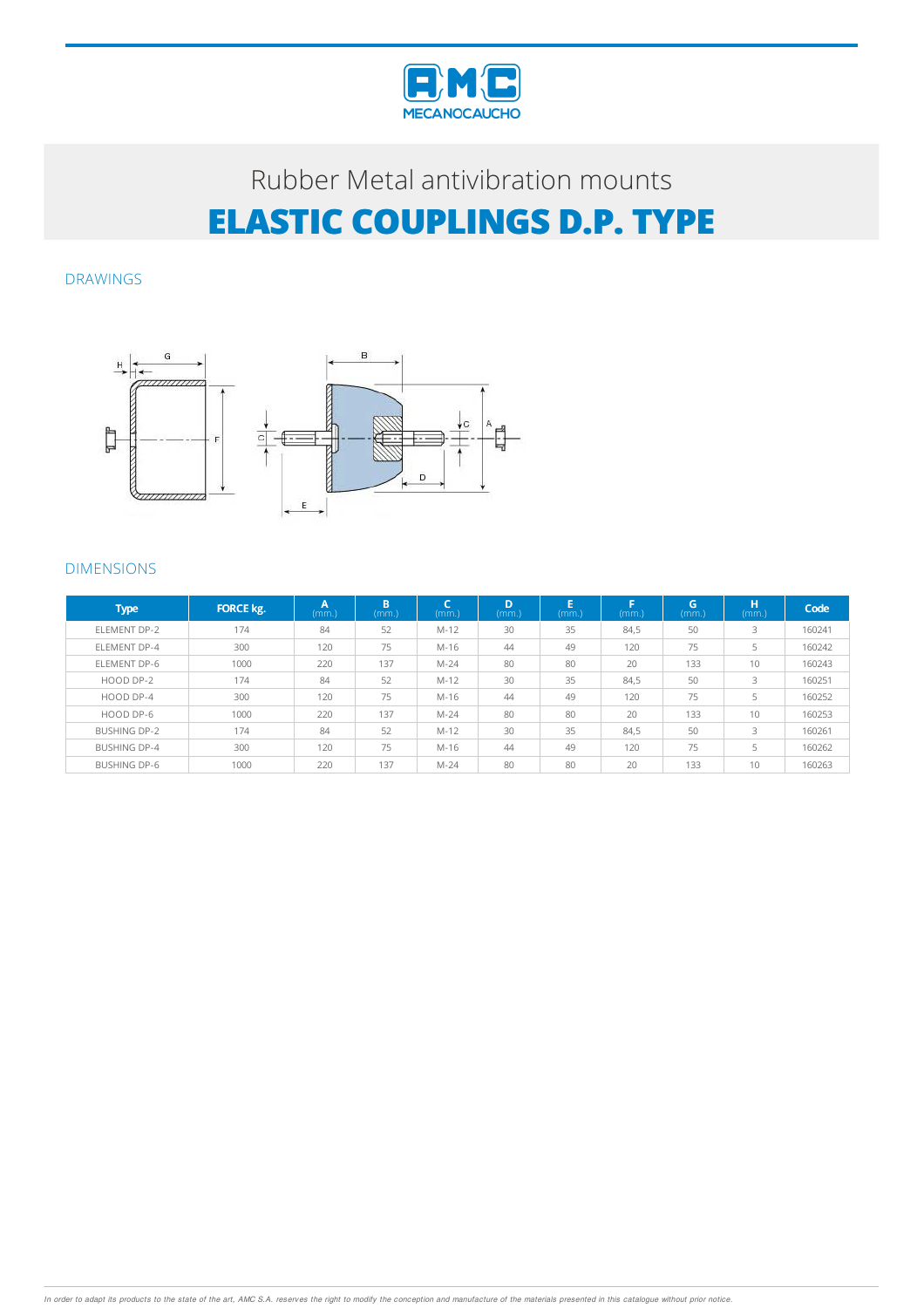Rubber Metal antivibration mounts

# ELASTIC COUPLINGS D.P. TYPE

## DRAWINGS

G
H
F
B
C
C
A
D
E

## DIMENSIONS

| Type | FORCE kg. | A (mm.) | B (mm.) | C (mm.) | D (mm.) | E (mm.) | F (mm.) | G (mm.) | H (mm.) | Code |
|---|---|---|---|---|---|---|---|---|---|---|
| ELEMENT DP-2 | 174 | 84 | 52 | M-12 | 30 | 35 | 84,5 | 50 | 3 | 160241 |
| ELEMENT DP-4 | 300 | 120 | 75 | M-16 | 44 | 49 | 120 | 75 | 5 | 160242 |
| ELEMENT DP-6 | 1000 | 220 | 137 | M-24 | 80 | 80 | 20 | 133 | 10 | 160243 |
| HOOD DP-2 | 174 | 84 | 52 | M-12 | 30 | 35 | 84,5 | 50 | 3 | 160251 |
| HOOD DP-4 | 300 | 120 | 75 | M-16 | 44 | 49 | 120 | 75 | 5 | 160252 |
| HOOD DP-6 | 1000 | 220 | 137 | M-24 | 80 | 80 | 20 | 133 | 10 | 160253 |
| BUSHING DP-2 | 174 | 84 | 52 | M-12 | 30 | 35 | 84,5 | 50 | 3 | 160261 |
| BUSHING DP-4 | 300 | 120 | 75 | M-16 | 44 | 49 | 120 | 75 | 5 | 160262 |
| BUSHING DP-6 | 1000 | 220 | 137 | M-24 | 80 | 80 | 20 | 133 | 10 | 160263 |

*In order to adapt its products to the state of the art, AMC S.A. reserves the right to modify the conception and manufacture of the materials presented in this catalogue without prior notice.*